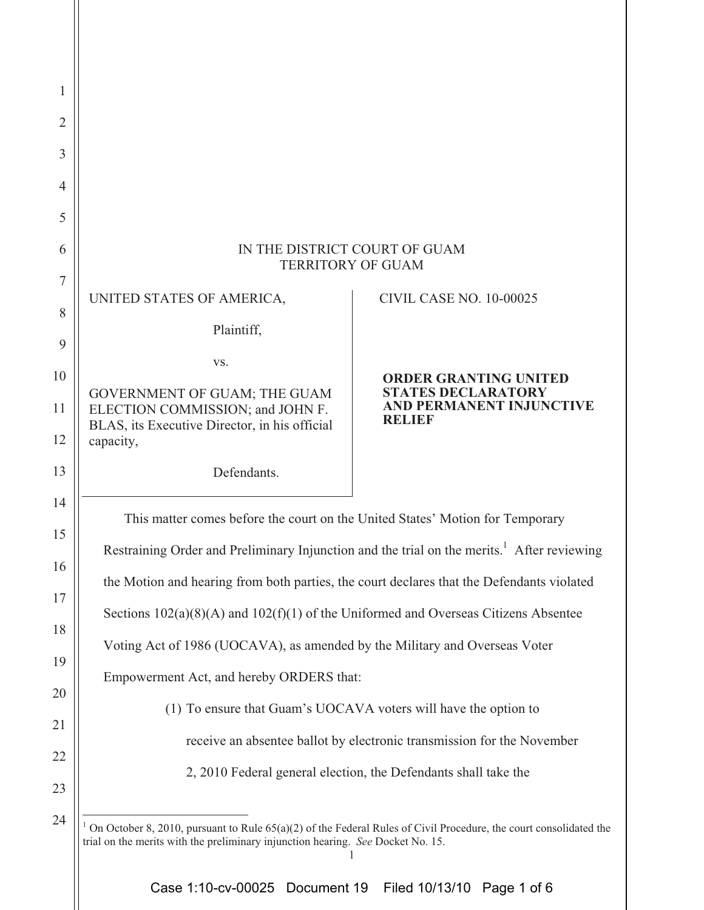IN THE DISTRICT COURT OF GUAM
TERRITORY OF GUAM

| | |
|---|---|
| UNITED STATES OF AMERICA,<br><br>Plaintiff,<br><br>vs.<br><br>GOVERNMENT OF GUAM; THE GUAM ELECTION COMMISSION; and JOHN F. BLAS, its Executive Director, in his official capacity,<br><br>Defendants. | CIVIL CASE NO. 10-00025<br><br>**ORDER GRANTING UNITED STATES DECLARATORY AND PERMANENT INJUNCTIVE RELIEF** |

This matter comes before the court on the United States' Motion for Temporary Restraining Order and Preliminary Injunction and the trial on the merits.[1] After reviewing the Motion and hearing from both parties, the court declares that the Defendants violated Sections 102(a)(8)(A) and 102(f)(1) of the Uniformed and Overseas Citizens Absentee Voting Act of 1986 (UOCAVA), as amended by the Military and Overseas Voter Empowerment Act, and hereby ORDERS that:

(1) To ensure that Guam's UOCAVA voters will have the option to receive an absentee ballot by electronic transmission for the November 2, 2010 Federal general election, the Defendants shall take the

[1] On October 8, 2010, pursuant to Rule 65(a)(2) of the Federal Rules of Civil Procedure, the court consolidated the trial on the merits with the preliminary injunction hearing. *See* Docket No. 15.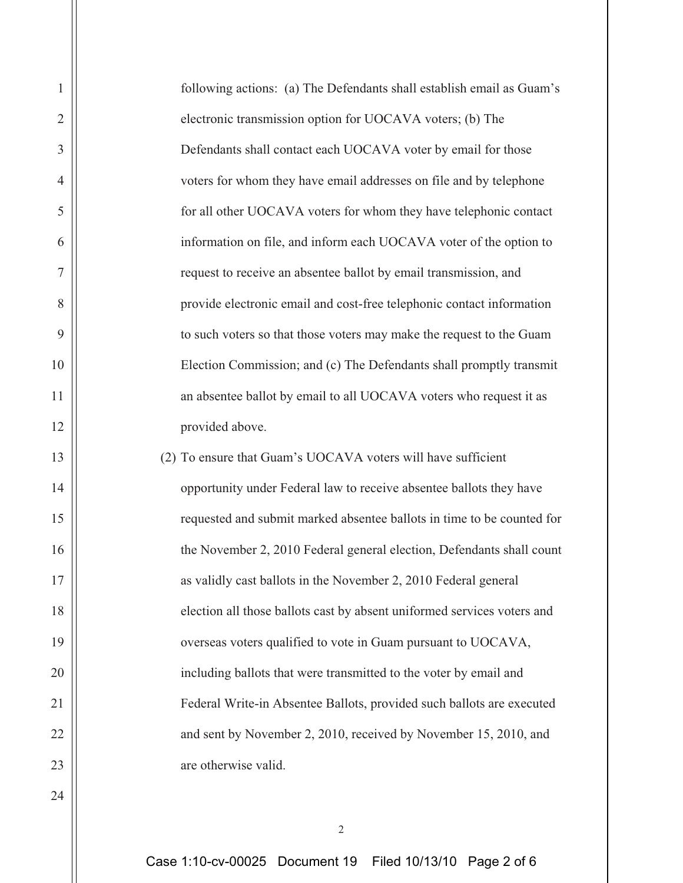following actions: (a) The Defendants shall establish email as Guam's electronic transmission option for UOCAVA voters; (b) The Defendants shall contact each UOCAVA voter by email for those voters for whom they have email addresses on file and by telephone for all other UOCAVA voters for whom they have telephonic contact information on file, and inform each UOCAVA voter of the option to request to receive an absentee ballot by email transmission, and provide electronic email and cost-free telephonic contact information to such voters so that those voters may make the request to the Guam Election Commission; and (c) The Defendants shall promptly transmit an absentee ballot by email to all UOCAVA voters who request it as provided above.

(2) To ensure that Guam's UOCAVA voters will have sufficient opportunity under Federal law to receive absentee ballots they have requested and submit marked absentee ballots in time to be counted for the November 2, 2010 Federal general election, Defendants shall count as validly cast ballots in the November 2, 2010 Federal general election all those ballots cast by absent uniformed services voters and overseas voters qualified to vote in Guam pursuant to UOCAVA, including ballots that were transmitted to the voter by email and Federal Write-in Absentee Ballots, provided such ballots are executed and sent by November 2, 2010, received by November 15, 2010, and are otherwise valid.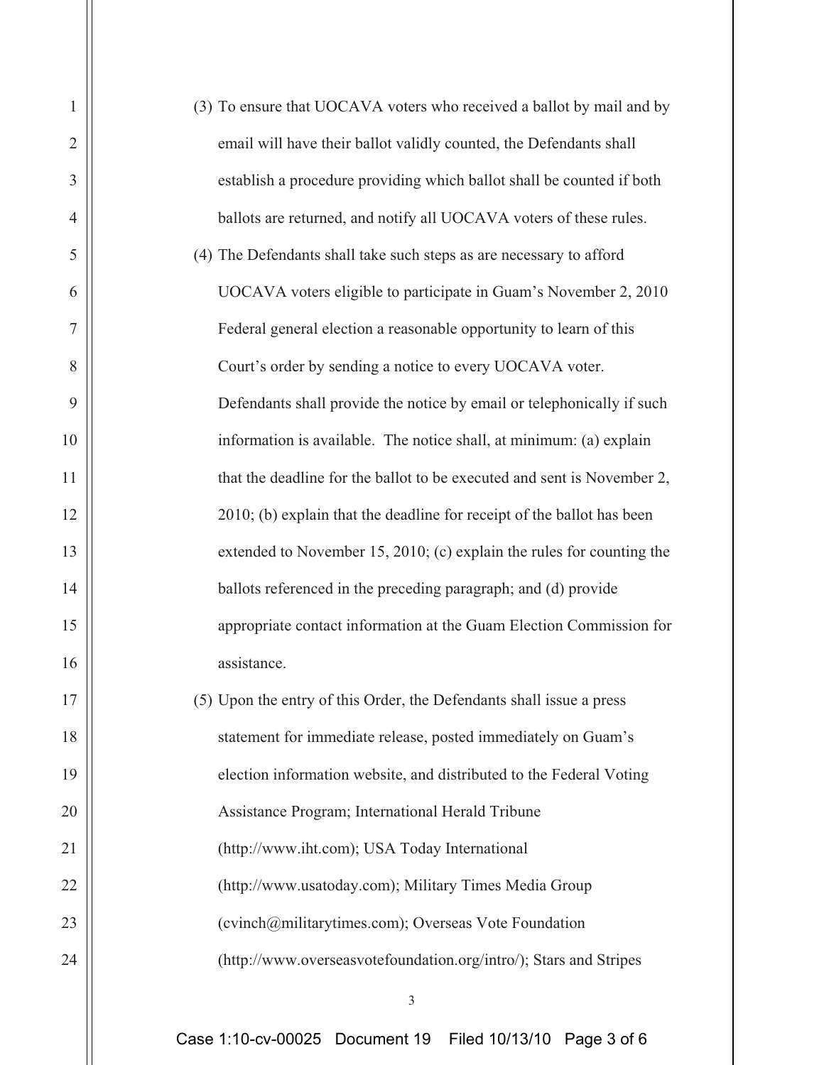(3) To ensure that UOCAVA voters who received a ballot by mail and by email will have their ballot validly counted, the Defendants shall establish a procedure providing which ballot shall be counted if both ballots are returned, and notify all UOCAVA voters of these rules.

(4) The Defendants shall take such steps as are necessary to afford UOCAVA voters eligible to participate in Guam's November 2, 2010 Federal general election a reasonable opportunity to learn of this Court's order by sending a notice to every UOCAVA voter. Defendants shall provide the notice by email or telephonically if such information is available. The notice shall, at minimum: (a) explain that the deadline for the ballot to be executed and sent is November 2, 2010; (b) explain that the deadline for receipt of the ballot has been extended to November 15, 2010; (c) explain the rules for counting the ballots referenced in the preceding paragraph; and (d) provide appropriate contact information at the Guam Election Commission for assistance.

(5) Upon the entry of this Order, the Defendants shall issue a press statement for immediate release, posted immediately on Guam's election information website, and distributed to the Federal Voting Assistance Program; International Herald Tribune (http://www.iht.com); USA Today International (http://www.usatoday.com); Military Times Media Group (cvinch@militarytimes.com); Overseas Vote Foundation (http://www.overseasvotefoundation.org/intro/); Stars and Stripes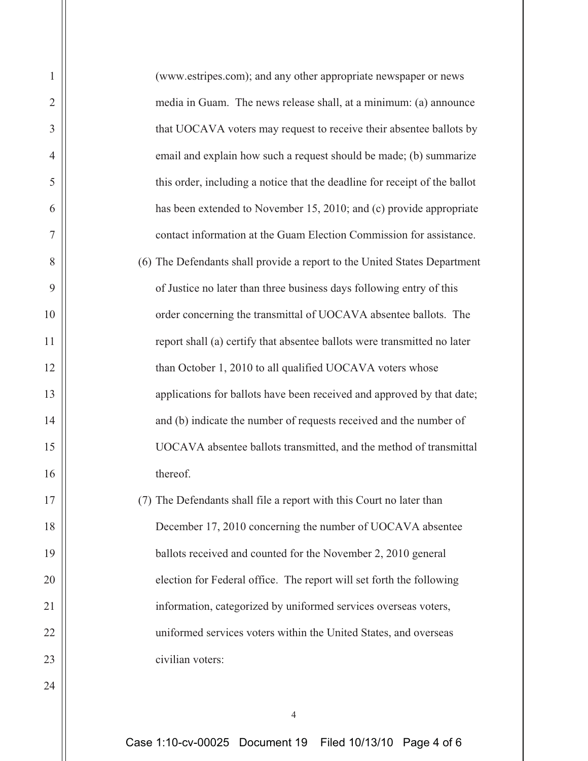(www.estripes.com); and any other appropriate newspaper or news media in Guam. The news release shall, at a minimum: (a) announce that UOCAVA voters may request to receive their absentee ballots by email and explain how such a request should be made; (b) summarize this order, including a notice that the deadline for receipt of the ballot has been extended to November 15, 2010; and (c) provide appropriate contact information at the Guam Election Commission for assistance.

(6) The Defendants shall provide a report to the United States Department of Justice no later than three business days following entry of this order concerning the transmittal of UOCAVA absentee ballots. The report shall (a) certify that absentee ballots were transmitted no later than October 1, 2010 to all qualified UOCAVA voters whose applications for ballots have been received and approved by that date; and (b) indicate the number of requests received and the number of UOCAVA absentee ballots transmitted, and the method of transmittal thereof.

(7) The Defendants shall file a report with this Court no later than December 17, 2010 concerning the number of UOCAVA absentee ballots received and counted for the November 2, 2010 general election for Federal office. The report will set forth the following information, categorized by uniformed services overseas voters, uniformed services voters within the United States, and overseas civilian voters: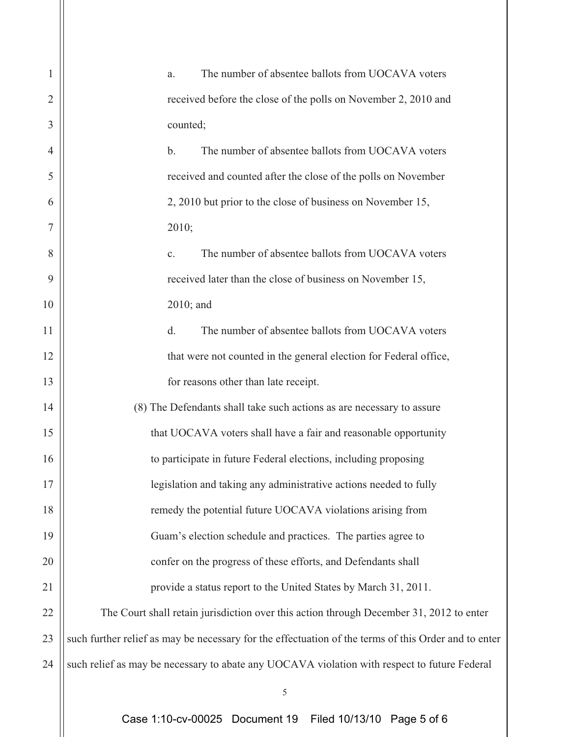a. The number of absentee ballots from UOCAVA voters received before the close of the polls on November 2, 2010 and counted;

b. The number of absentee ballots from UOCAVA voters received and counted after the close of the polls on November 2, 2010 but prior to the close of business on November 15, 2010;

c. The number of absentee ballots from UOCAVA voters received later than the close of business on November 15, 2010; and

d. The number of absentee ballots from UOCAVA voters that were not counted in the general election for Federal office, for reasons other than late receipt.

(8) The Defendants shall take such actions as are necessary to assure that UOCAVA voters shall have a fair and reasonable opportunity to participate in future Federal elections, including proposing legislation and taking any administrative actions needed to fully remedy the potential future UOCAVA violations arising from Guam's election schedule and practices. The parties agree to confer on the progress of these efforts, and Defendants shall provide a status report to the United States by March 31, 2011.

The Court shall retain jurisdiction over this action through December 31, 2012 to enter such further relief as may be necessary for the effectuation of the terms of this Order and to enter such relief as may be necessary to abate any UOCAVA violation with respect to future Federal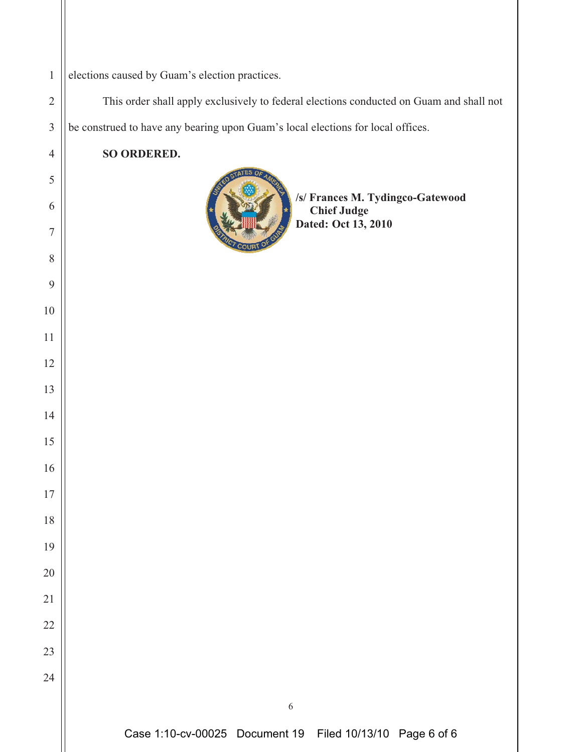elections caused by Guam's election practices.

This order shall apply exclusively to federal elections conducted on Guam and shall not be construed to have any bearing upon Guam's local elections for local offices.

**SO ORDERED.**

**/s/ Frances M. Tydingco-Gatewood**
**Chief Judge**
**Dated: Oct 13, 2010**